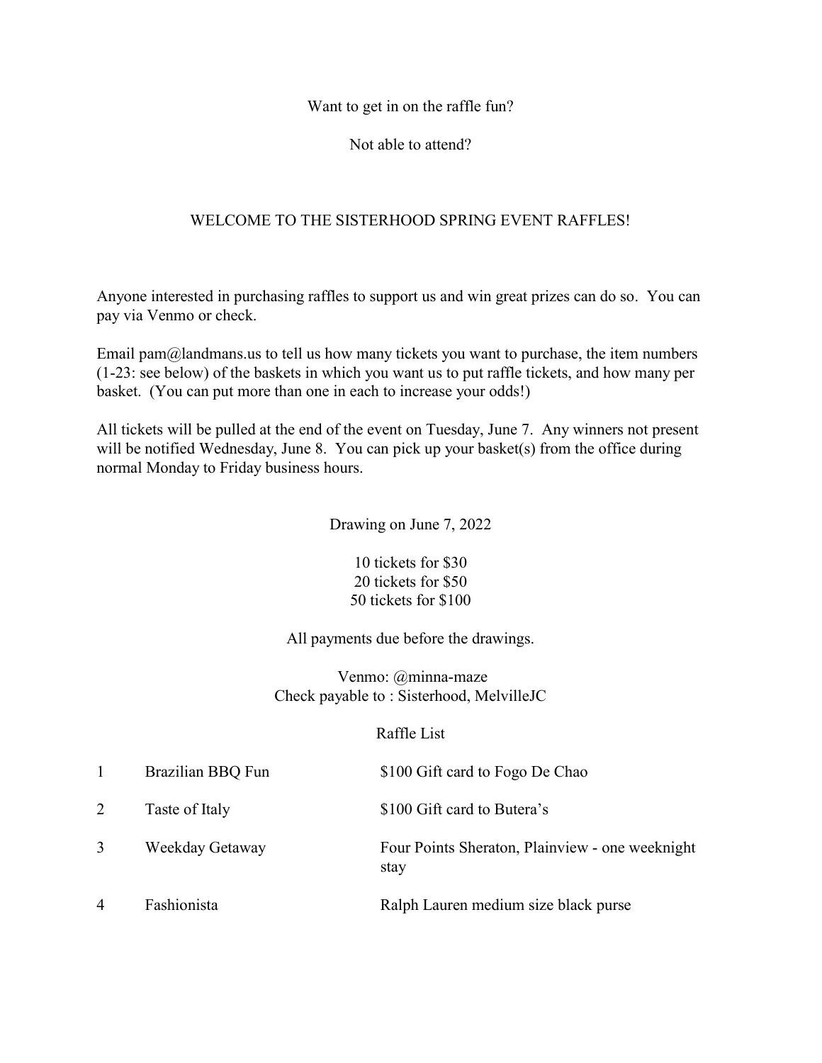Want to get in on the raffle fun?

Not able to attend?

# WELCOME TO THE SISTERHOOD SPRING EVENT RAFFLES!

Anyone interested in purchasing raffles to support us and win great prizes can do so. You can pay via Venmo or check.

Email pam@landmans.us to tell us how many tickets you want to purchase, the item numbers (1-23: see below) of the baskets in which you want us to put raffle tickets, and how many per basket. (You can put more than one in each to increase your odds!)

All tickets will be pulled at the end of the event on Tuesday, June 7. Any winners not present will be notified Wednesday, June 8. You can pick up your basket(s) from the office during normal Monday to Friday business hours.

Drawing on June 7, 2022

10 tickets for $30
20 tickets for $50
50 tickets for $100

All payments due before the drawings.

Venmo: @minna-maze
Check payable to : Sisterhood, MelvilleJC

## Raffle List

| | | |
|---|---|---|
| 1 | Brazilian BBQ Fun | $100 Gift card to Fogo De Chao |
| 2 | Taste of Italy | $100 Gift card to Butera's |
| 3 | Weekday Getaway | Four Points Sheraton, Plainview - one weeknight stay |
| 4 | Fashionista | Ralph Lauren medium size black purse |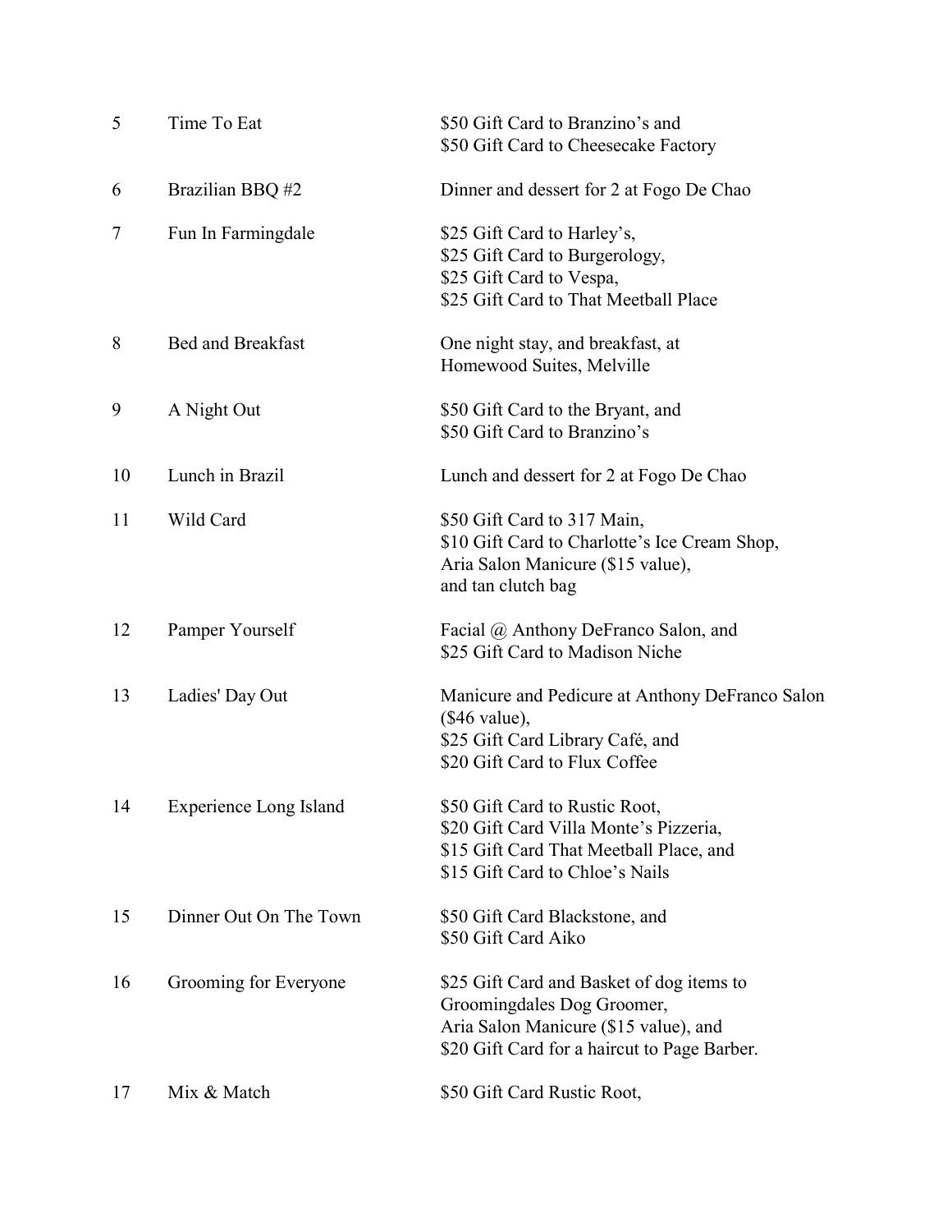| | | |
|---|---|---|
| 5 | Time To Eat | $50 Gift Card to Branzino's and<br>$50 Gift Card to Cheesecake Factory |
| 6 | Brazilian BBQ #2 | Dinner and dessert for 2 at Fogo De Chao |
| 7 | Fun In Farmingdale | $25 Gift Card to Harley's,<br>$25 Gift Card to Burgerology,<br>$25 Gift Card to Vespa,<br>$25 Gift Card to That Meetball Place |
| 8 | Bed and Breakfast | One night stay, and breakfast, at<br>Homewood Suites, Melville |
| 9 | A Night Out | $50 Gift Card to the Bryant, and<br>$50 Gift Card to Branzino's |
| 10 | Lunch in Brazil | Lunch and dessert for 2 at Fogo De Chao |
| 11 | Wild Card | $50 Gift Card to 317 Main,<br>$10 Gift Card to Charlotte's Ice Cream Shop,<br>Aria Salon Manicure ($15 value),<br>and tan clutch bag |
| 12 | Pamper Yourself | Facial @ Anthony DeFranco Salon, and<br>$25 Gift Card to Madison Niche |
| 13 | Ladies' Day Out | Manicure and Pedicure at Anthony DeFranco Salon<br>($46 value),<br>$25 Gift Card Library Café, and<br>$20 Gift Card to Flux Coffee |
| 14 | Experience Long Island | $50 Gift Card to Rustic Root,<br>$20 Gift Card Villa Monte's Pizzeria,<br>$15 Gift Card That Meetball Place, and<br>$15 Gift Card to Chloe's Nails |
| 15 | Dinner Out On The Town | $50 Gift Card Blackstone, and<br>$50 Gift Card Aiko |
| 16 | Grooming for Everyone | $25 Gift Card and Basket of dog items to<br>Groomingdales Dog Groomer,<br>Aria Salon Manicure ($15 value), and<br>$20 Gift Card for a haircut to Page Barber. |
| 17 | Mix & Match | $50 Gift Card Rustic Root, |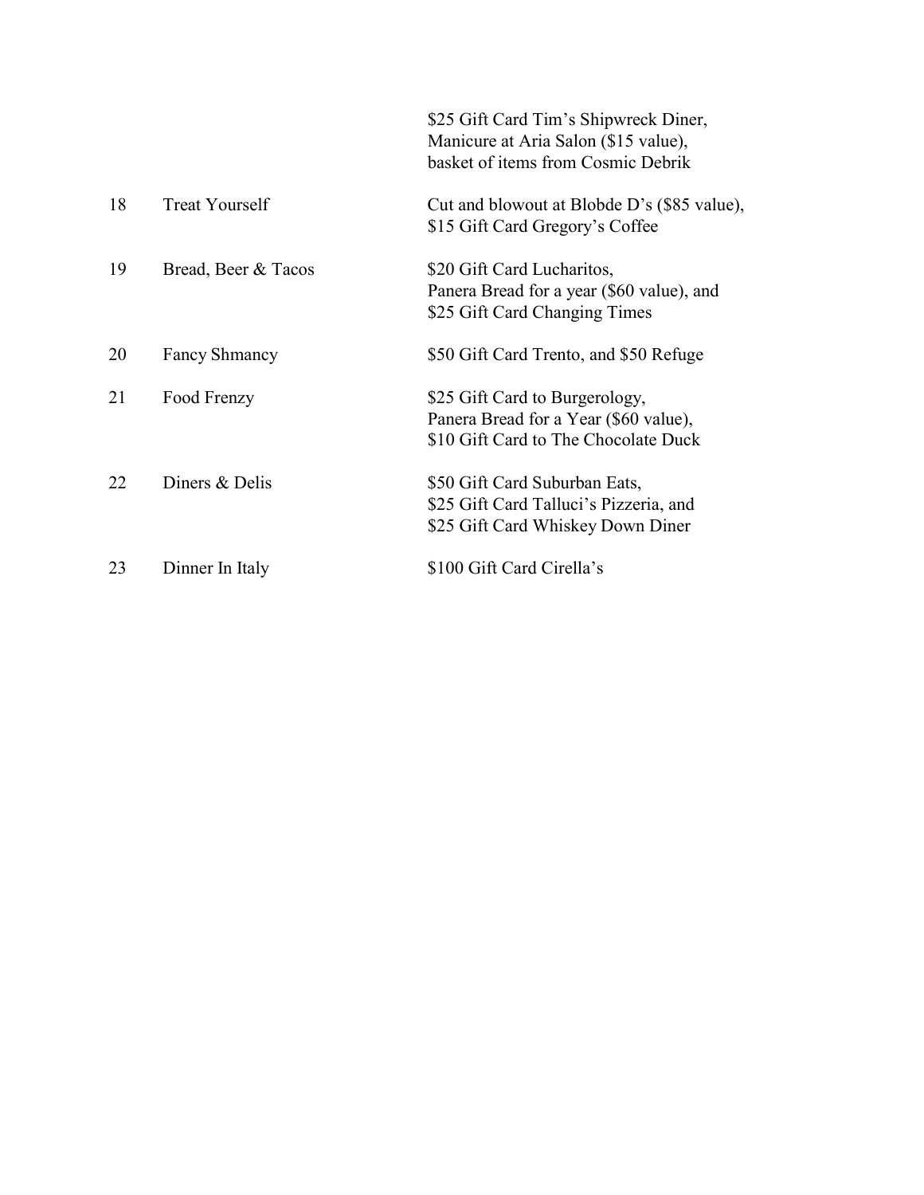| | | |
|---|---|---|
| | | \$25 Gift Card Tim's Shipwreck Diner, Manicure at Aria Salon (\$15 value), basket of items from Cosmic Debrik |
| 18 | Treat Yourself | Cut and blowout at Blobde D's (\$85 value), \$15 Gift Card Gregory's Coffee |
| 19 | Bread, Beer & Tacos | \$20 Gift Card Lucharitos, Panera Bread for a year (\$60 value), and \$25 Gift Card Changing Times |
| 20 | Fancy Shmancy | \$50 Gift Card Trento, and \$50 Refuge |
| 21 | Food Frenzy | \$25 Gift Card to Burgerology, Panera Bread for a Year (\$60 value), \$10 Gift Card to The Chocolate Duck |
| 22 | Diners & Delis | \$50 Gift Card Suburban Eats, \$25 Gift Card Talluci's Pizzeria, and \$25 Gift Card Whiskey Down Diner |
| 23 | Dinner In Italy | \$100 Gift Card Cirella's |